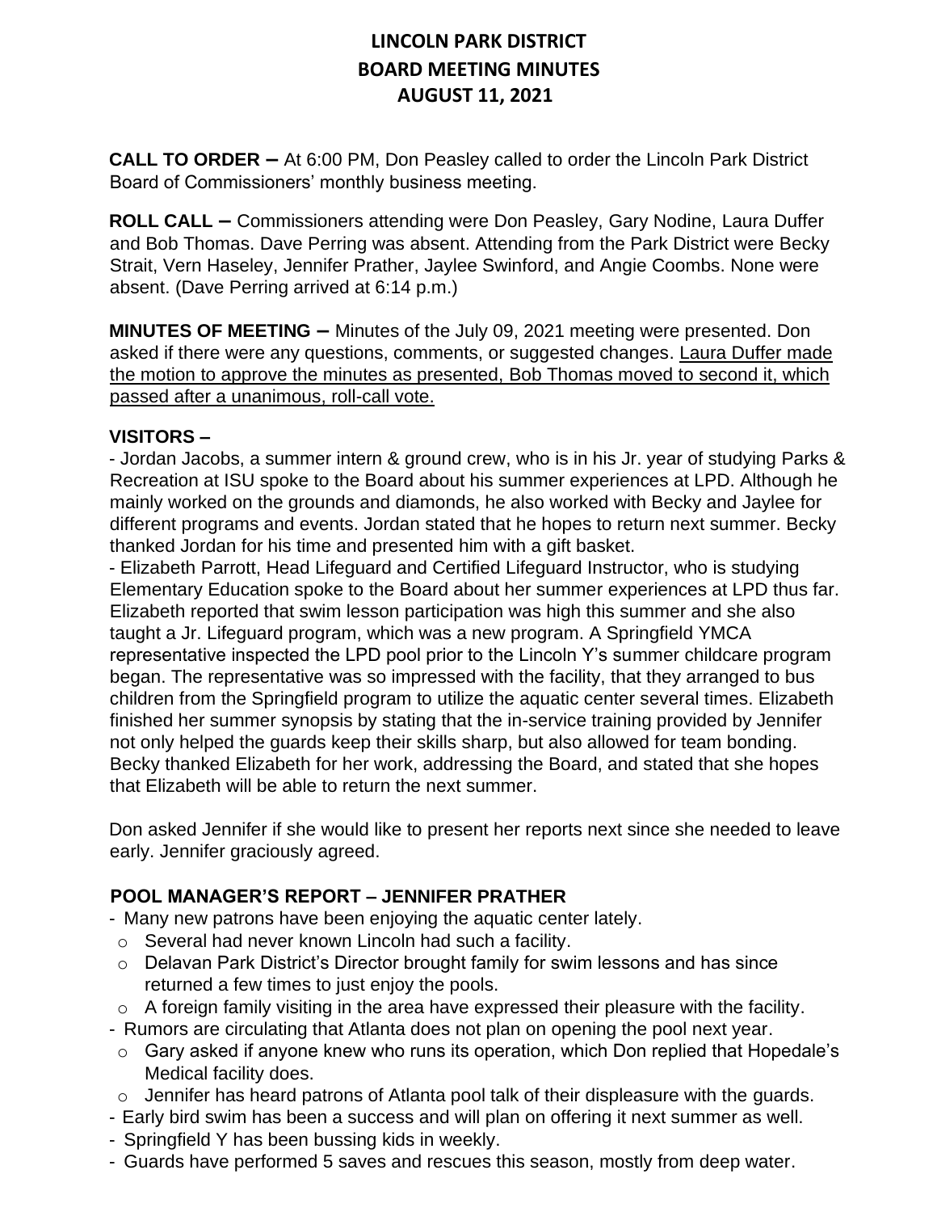# LINCOLN PARK DISTRICT
# BOARD MEETING MINUTES
# AUGUST 11, 2021

**CALL TO ORDER –** At 6:00 PM, Don Peasley called to order the Lincoln Park District Board of Commissioners' monthly business meeting.

**ROLL CALL –** Commissioners attending were Don Peasley, Gary Nodine, Laura Duffer and Bob Thomas. Dave Perring was absent. Attending from the Park District were Becky Strait, Vern Haseley, Jennifer Prather, Jaylee Swinford, and Angie Coombs. None were absent. (Dave Perring arrived at 6:14 p.m.)

**MINUTES OF MEETING –** Minutes of the July 09, 2021 meeting were presented. Don asked if there were any questions, comments, or suggested changes. <u>Laura Duffer made the motion to approve the minutes as presented, Bob Thomas moved to second it, which passed after a unanimous, roll-call vote.</u>

**VISITORS –**

- Jordan Jacobs, a summer intern & ground crew, who is in his Jr. year of studying Parks & Recreation at ISU spoke to the Board about his summer experiences at LPD. Although he mainly worked on the grounds and diamonds, he also worked with Becky and Jaylee for different programs and events. Jordan stated that he hopes to return next summer. Becky thanked Jordan for his time and presented him with a gift basket.
- Elizabeth Parrott, Head Lifeguard and Certified Lifeguard Instructor, who is studying Elementary Education spoke to the Board about her summer experiences at LPD thus far. Elizabeth reported that swim lesson participation was high this summer and she also taught a Jr. Lifeguard program, which was a new program. A Springfield YMCA representative inspected the LPD pool prior to the Lincoln Y's summer childcare program began. The representative was so impressed with the facility, that they arranged to bus children from the Springfield program to utilize the aquatic center several times. Elizabeth finished her summer synopsis by stating that the in-service training provided by Jennifer not only helped the guards keep their skills sharp, but also allowed for team bonding. Becky thanked Elizabeth for her work, addressing the Board, and stated that she hopes that Elizabeth will be able to return the next summer.

Don asked Jennifer if she would like to present her reports next since she needed to leave early. Jennifer graciously agreed.

**POOL MANAGER'S REPORT – JENNIFER PRATHER**

- Many new patrons have been enjoying the aquatic center lately.
  - Several had never known Lincoln had such a facility.
  - Delavan Park District's Director brought family for swim lessons and has since returned a few times to just enjoy the pools.
  - A foreign family visiting in the area have expressed their pleasure with the facility.
- Rumors are circulating that Atlanta does not plan on opening the pool next year.
  - Gary asked if anyone knew who runs its operation, which Don replied that Hopedale's Medical facility does.
  - Jennifer has heard patrons of Atlanta pool talk of their displeasure with the guards.
- Early bird swim has been a success and will plan on offering it next summer as well.
- Springfield Y has been bussing kids in weekly.
- Guards have performed 5 saves and rescues this season, mostly from deep water.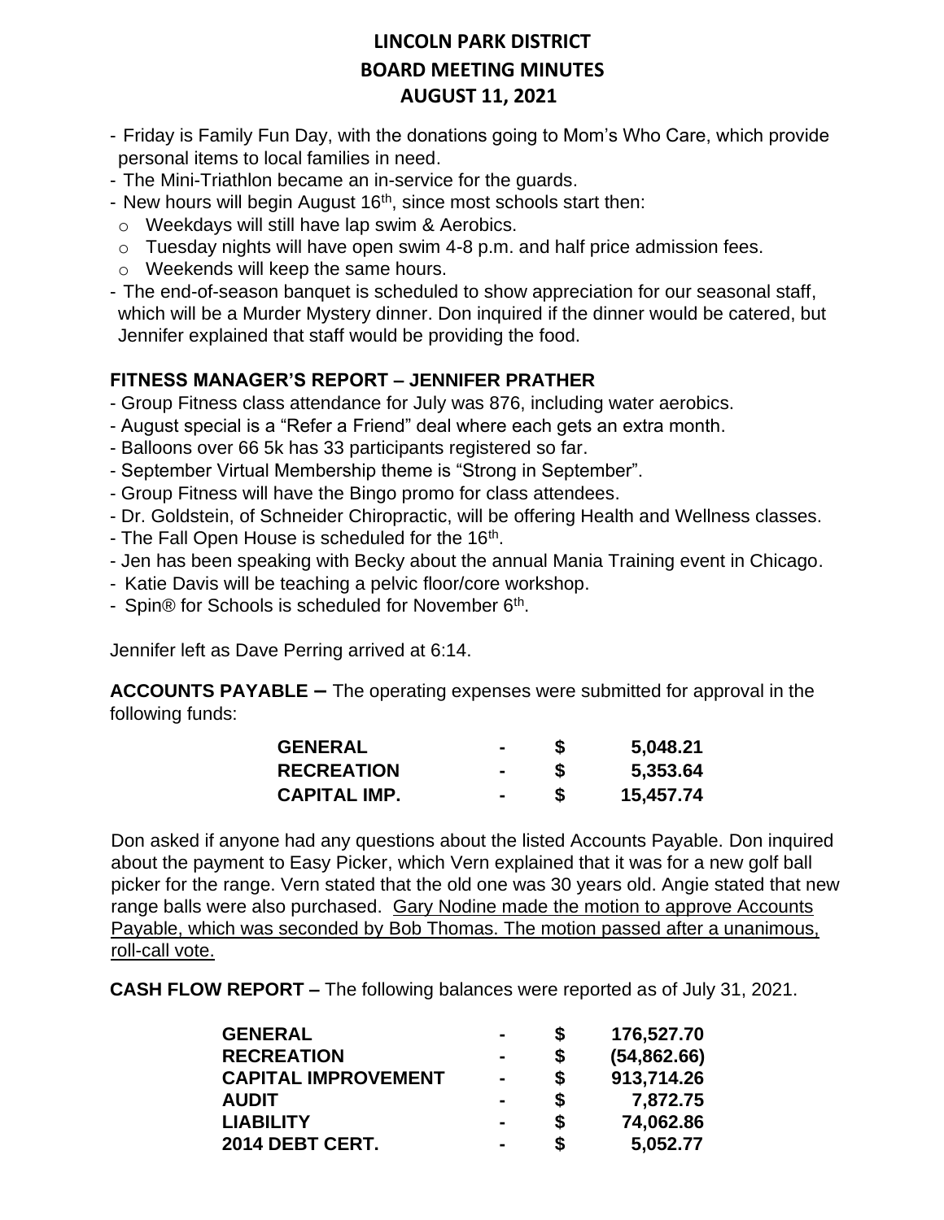# LINCOLN PARK DISTRICT
# BOARD MEETING MINUTES
# AUGUST 11, 2021

- Friday is Family Fun Day, with the donations going to Mom's Who Care, which provide personal items to local families in need.
- The Mini-Triathlon became an in-service for the guards.
- New hours will begin August 16th, since most schools start then:
  - Weekdays will still have lap swim & Aerobics.
  - Tuesday nights will have open swim 4-8 p.m. and half price admission fees.
  - Weekends will keep the same hours.
- The end-of-season banquet is scheduled to show appreciation for our seasonal staff, which will be a Murder Mystery dinner. Don inquired if the dinner would be catered, but Jennifer explained that staff would be providing the food.

## FITNESS MANAGER'S REPORT – JENNIFER PRATHER

- Group Fitness class attendance for July was 876, including water aerobics.
- August special is a "Refer a Friend" deal where each gets an extra month.
- Balloons over 66 5k has 33 participants registered so far.
- September Virtual Membership theme is "Strong in September".
- Group Fitness will have the Bingo promo for class attendees.
- Dr. Goldstein, of Schneider Chiropractic, will be offering Health and Wellness classes.
- The Fall Open House is scheduled for the 16th.
- Jen has been speaking with Becky about the annual Mania Training event in Chicago.
- Katie Davis will be teaching a pelvic floor/core workshop.
- Spin® for Schools is scheduled for November 6th.

Jennifer left as Dave Perring arrived at 6:14.

**ACCOUNTS PAYABLE –** The operating expenses were submitted for approval in the following funds:

| | | | |
|---|---|---|---|
| **GENERAL** | **-** | **$** | **5,048.21** |
| **RECREATION** | **-** | **$** | **5,353.64** |
| **CAPITAL IMP.** | **-** | **$** | **15,457.74** |

Don asked if anyone had any questions about the listed Accounts Payable. Don inquired about the payment to Easy Picker, which Vern explained that it was for a new golf ball picker for the range. Vern stated that the old one was 30 years old. Angie stated that new range balls were also purchased. Gary Nodine made the motion to approve Accounts Payable, which was seconded by Bob Thomas. The motion passed after a unanimous, roll-call vote.

**CASH FLOW REPORT –** The following balances were reported as of July 31, 2021.

| | | | |
|---|---|---|---|
| **GENERAL** | **-** | **$** | **176,527.70** |
| **RECREATION** | **-** | **$** | **(54,862.66)** |
| **CAPITAL IMPROVEMENT** | **-** | **$** | **913,714.26** |
| **AUDIT** | **-** | **$** | **7,872.75** |
| **LIABILITY** | **-** | **$** | **74,062.86** |
| **2014 DEBT CERT.** | **-** | **$** | **5,052.77** |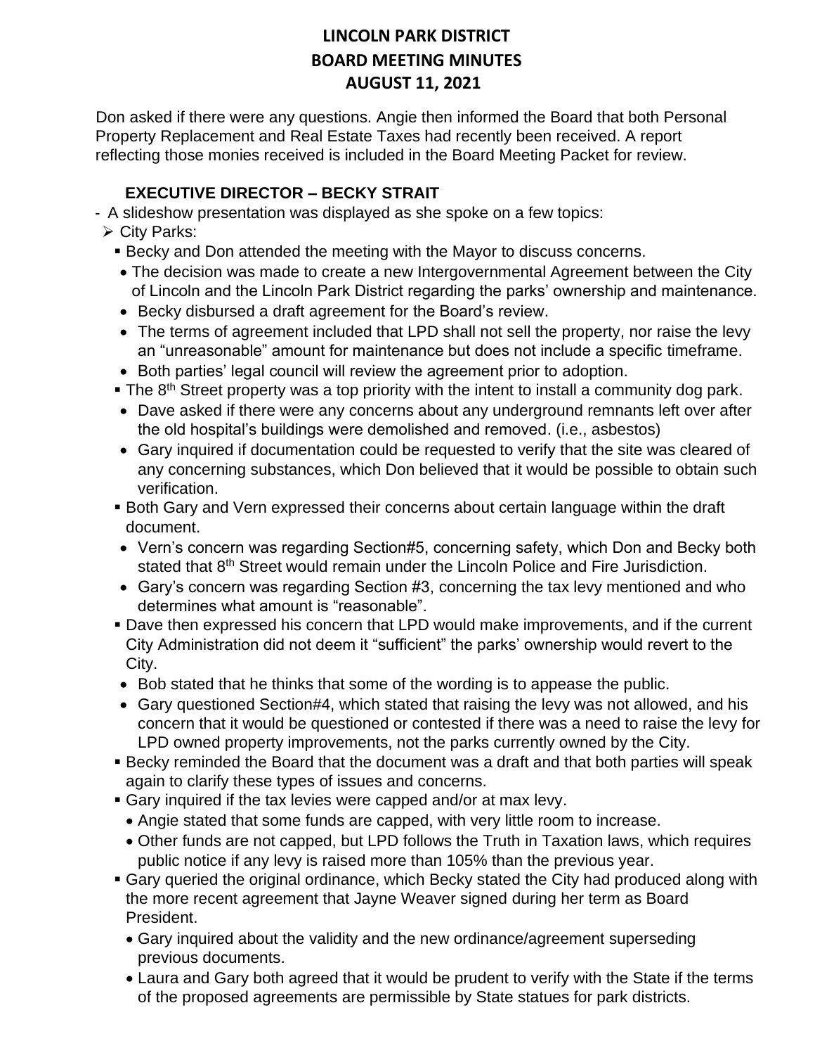# LINCOLN PARK DISTRICT
# BOARD MEETING MINUTES
# AUGUST 11, 2021

Don asked if there were any questions. Angie then informed the Board that both Personal Property Replacement and Real Estate Taxes had recently been received. A report reflecting those monies received is included in the Board Meeting Packet for review.

**EXECUTIVE DIRECTOR – BECKY STRAIT**

- A slideshow presentation was displayed as she spoke on a few topics:
  - City Parks:
    - Becky and Don attended the meeting with the Mayor to discuss concerns.
      - The decision was made to create a new Intergovernmental Agreement between the City of Lincoln and the Lincoln Park District regarding the parks' ownership and maintenance.
      - Becky disbursed a draft agreement for the Board's review.
      - The terms of agreement included that LPD shall not sell the property, nor raise the levy an "unreasonable" amount for maintenance but does not include a specific timeframe.
      - Both parties' legal council will review the agreement prior to adoption.
    - The 8th Street property was a top priority with the intent to install a community dog park.
      - Dave asked if there were any concerns about any underground remnants left over after the old hospital's buildings were demolished and removed. (i.e., asbestos)
      - Gary inquired if documentation could be requested to verify that the site was cleared of any concerning substances, which Don believed that it would be possible to obtain such verification.
    - Both Gary and Vern expressed their concerns about certain language within the draft document.
      - Vern's concern was regarding Section#5, concerning safety, which Don and Becky both stated that 8th Street would remain under the Lincoln Police and Fire Jurisdiction.
      - Gary's concern was regarding Section #3, concerning the tax levy mentioned and who determines what amount is "reasonable".
    - Dave then expressed his concern that LPD would make improvements, and if the current City Administration did not deem it "sufficient" the parks' ownership would revert to the City.
      - Bob stated that he thinks that some of the wording is to appease the public.
      - Gary questioned Section#4, which stated that raising the levy was not allowed, and his concern that it would be questioned or contested if there was a need to raise the levy for LPD owned property improvements, not the parks currently owned by the City.
    - Becky reminded the Board that the document was a draft and that both parties will speak again to clarify these types of issues and concerns.
    - Gary inquired if the tax levies were capped and/or at max levy.
      - Angie stated that some funds are capped, with very little room to increase.
      - Other funds are not capped, but LPD follows the Truth in Taxation laws, which requires public notice if any levy is raised more than 105% than the previous year.
    - Gary queried the original ordinance, which Becky stated the City had produced along with the more recent agreement that Jayne Weaver signed during her term as Board President.
      - Gary inquired about the validity and the new ordinance/agreement superseding previous documents.
      - Laura and Gary both agreed that it would be prudent to verify with the State if the terms of the proposed agreements are permissible by State statues for park districts.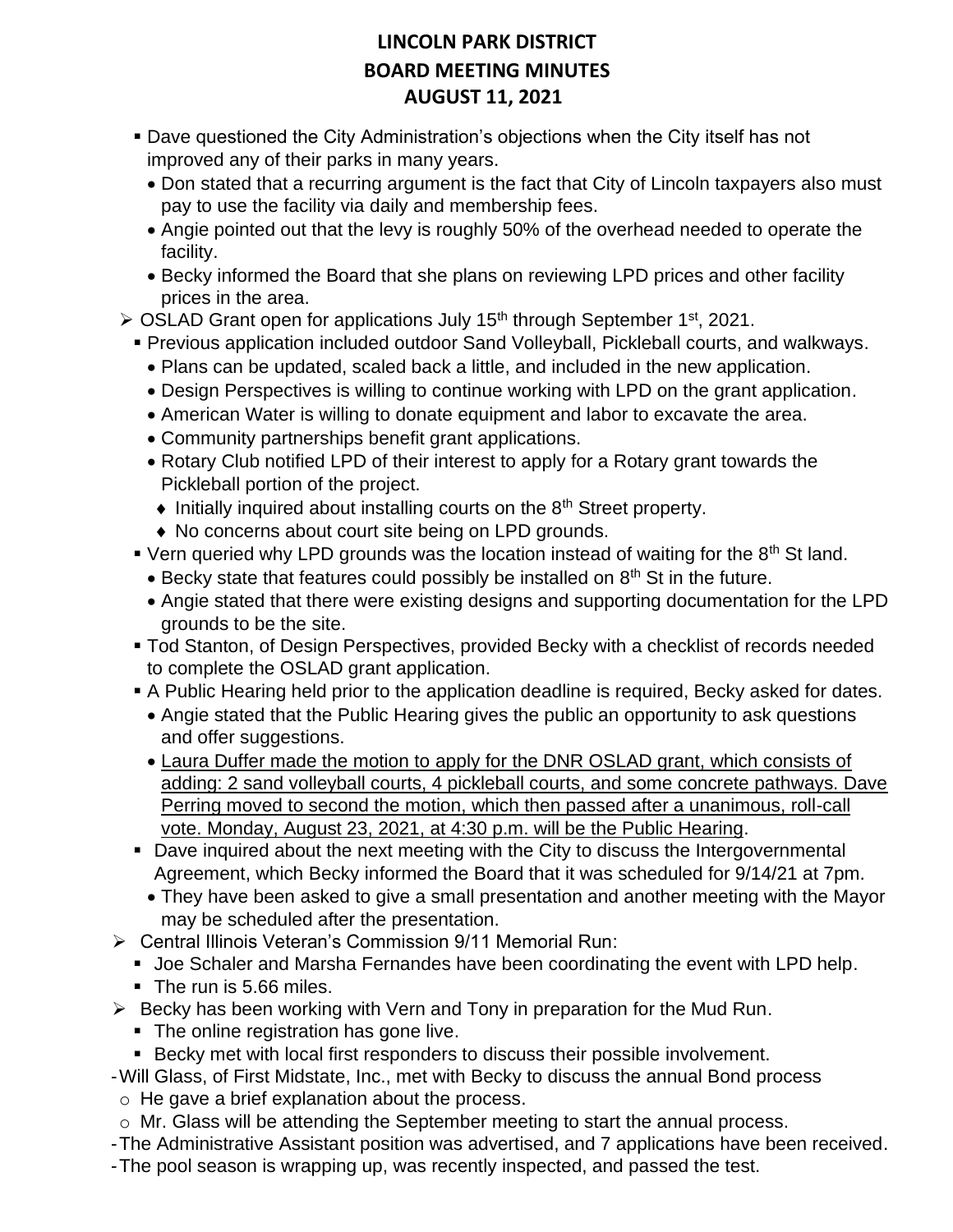# LINCOLN PARK DISTRICT
# BOARD MEETING MINUTES
# AUGUST 11, 2021

- Dave questioned the City Administration's objections when the City itself has not improved any of their parks in many years.
  - Don stated that a recurring argument is the fact that City of Lincoln taxpayers also must pay to use the facility via daily and membership fees.
  - Angie pointed out that the levy is roughly 50% of the overhead needed to operate the facility.
  - Becky informed the Board that she plans on reviewing LPD prices and other facility prices in the area.
- OSLAD Grant open for applications July 15th through September 1st, 2021.
  - Previous application included outdoor Sand Volleyball, Pickleball courts, and walkways.
    - Plans can be updated, scaled back a little, and included in the new application.
    - Design Perspectives is willing to continue working with LPD on the grant application.
    - American Water is willing to donate equipment and labor to excavate the area.
    - Community partnerships benefit grant applications.
    - Rotary Club notified LPD of their interest to apply for a Rotary grant towards the Pickleball portion of the project.
      - Initially inquired about installing courts on the 8th Street property.
      - No concerns about court site being on LPD grounds.
  - Vern queried why LPD grounds was the location instead of waiting for the 8th St land.
    - Becky state that features could possibly be installed on 8th St in the future.
    - Angie stated that there were existing designs and supporting documentation for the LPD grounds to be the site.
  - Tod Stanton, of Design Perspectives, provided Becky with a checklist of records needed to complete the OSLAD grant application.
  - A Public Hearing held prior to the application deadline is required, Becky asked for dates.
    - Angie stated that the Public Hearing gives the public an opportunity to ask questions and offer suggestions.
    - <u>Laura Duffer made the motion to apply for the DNR OSLAD grant, which consists of adding: 2 sand volleyball courts, 4 pickleball courts, and some concrete pathways. Dave Perring moved to second the motion, which then passed after a unanimous, roll-call vote. Monday, August 23, 2021, at 4:30 p.m. will be the Public Hearing</u>.
  - Dave inquired about the next meeting with the City to discuss the Intergovernmental Agreement, which Becky informed the Board that it was scheduled for 9/14/21 at 7pm.
    - They have been asked to give a small presentation and another meeting with the Mayor may be scheduled after the presentation.
- Central Illinois Veteran's Commission 9/11 Memorial Run:
  - Joe Schaler and Marsha Fernandes have been coordinating the event with LPD help.
  - The run is 5.66 miles.
- Becky has been working with Vern and Tony in preparation for the Mud Run.
  - The online registration has gone live.
  - Becky met with local first responders to discuss their possible involvement.

- Will Glass, of First Midstate, Inc., met with Becky to discuss the annual Bond process
  - He gave a brief explanation about the process.
  - Mr. Glass will be attending the September meeting to start the annual process.
- The Administrative Assistant position was advertised, and 7 applications have been received.
- The pool season is wrapping up, was recently inspected, and passed the test.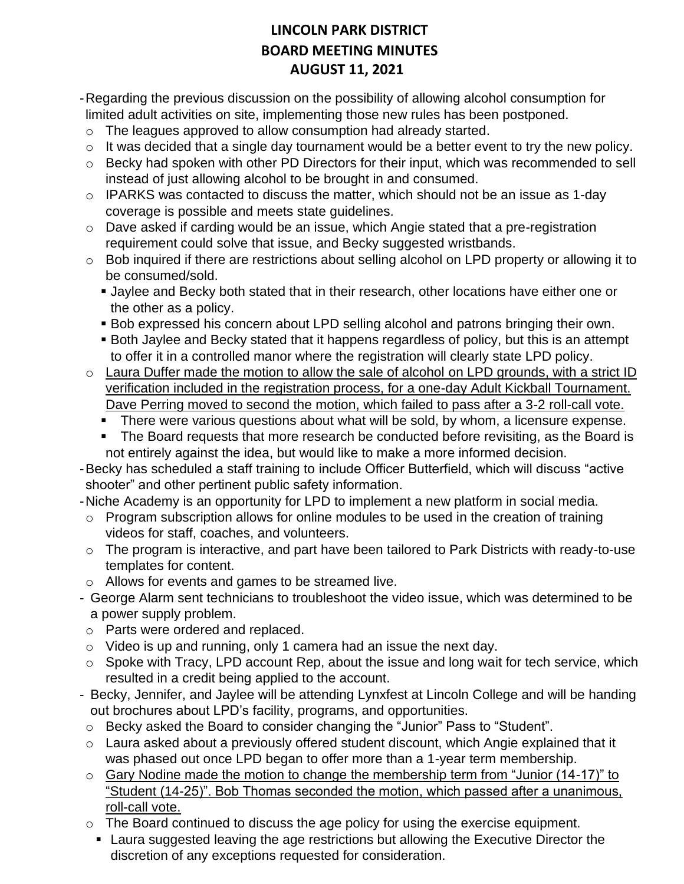# LINCOLN PARK DISTRICT
# BOARD MEETING MINUTES
# AUGUST 11, 2021

- Regarding the previous discussion on the possibility of allowing alcohol consumption for limited adult activities on site, implementing those new rules has been postponed.
  - The leagues approved to allow consumption had already started.
  - It was decided that a single day tournament would be a better event to try the new policy.
  - Becky had spoken with other PD Directors for their input, which was recommended to sell instead of just allowing alcohol to be brought in and consumed.
  - IPARKS was contacted to discuss the matter, which should not be an issue as 1-day coverage is possible and meets state guidelines.
  - Dave asked if carding would be an issue, which Angie stated that a pre-registration requirement could solve that issue, and Becky suggested wristbands.
  - Bob inquired if there are restrictions about selling alcohol on LPD property or allowing it to be consumed/sold.
    - Jaylee and Becky both stated that in their research, other locations have either one or the other as a policy.
    - Bob expressed his concern about LPD selling alcohol and patrons bringing their own.
    - Both Jaylee and Becky stated that it happens regardless of policy, but this is an attempt to offer it in a controlled manor where the registration will clearly state LPD policy.
  - <u>Laura Duffer made the motion to allow the sale of alcohol on LPD grounds, with a strict ID verification included in the registration process, for a one-day Adult Kickball Tournament. Dave Perring moved to second the motion, which failed to pass after a 3-2 roll-call vote.</u>
    - There were various questions about what will be sold, by whom, a licensure expense.
    - The Board requests that more research be conducted before revisiting, as the Board is not entirely against the idea, but would like to make a more informed decision.
- Becky has scheduled a staff training to include Officer Butterfield, which will discuss "active shooter" and other pertinent public safety information.
- Niche Academy is an opportunity for LPD to implement a new platform in social media.
  - Program subscription allows for online modules to be used in the creation of training videos for staff, coaches, and volunteers.
  - The program is interactive, and part have been tailored to Park Districts with ready-to-use templates for content.
  - Allows for events and games to be streamed live.
- George Alarm sent technicians to troubleshoot the video issue, which was determined to be a power supply problem.
  - Parts were ordered and replaced.
  - Video is up and running, only 1 camera had an issue the next day.
  - Spoke with Tracy, LPD account Rep, about the issue and long wait for tech service, which resulted in a credit being applied to the account.
- Becky, Jennifer, and Jaylee will be attending Lynxfest at Lincoln College and will be handing out brochures about LPD's facility, programs, and opportunities.
  - Becky asked the Board to consider changing the "Junior" Pass to "Student".
  - Laura asked about a previously offered student discount, which Angie explained that it was phased out once LPD began to offer more than a 1-year term membership.
  - <u>Gary Nodine made the motion to change the membership term from "Junior (14-17)" to "Student (14-25)". Bob Thomas seconded the motion, which passed after a unanimous, roll-call vote.</u>
  - The Board continued to discuss the age policy for using the exercise equipment.
    - Laura suggested leaving the age restrictions but allowing the Executive Director the discretion of any exceptions requested for consideration.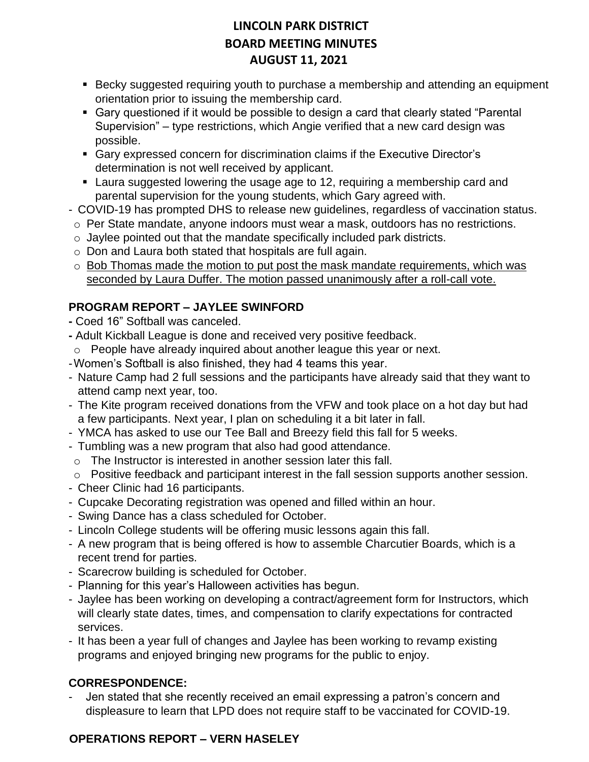- Becky suggested requiring youth to purchase a membership and attending an equipment orientation prior to issuing the membership card.
- Gary questioned if it would be possible to design a card that clearly stated "Parental Supervision" – type restrictions, which Angie verified that a new card design was possible.
- Gary expressed concern for discrimination claims if the Executive Director's determination is not well received by applicant.
- Laura suggested lowering the usage age to 12, requiring a membership card and parental supervision for the young students, which Gary agreed with.

- COVID-19 has prompted DHS to release new guidelines, regardless of vaccination status.
  - Per State mandate, anyone indoors must wear a mask, outdoors has no restrictions.
  - Jaylee pointed out that the mandate specifically included park districts.
  - Don and Laura both stated that hospitals are full again.
  - <u>Bob Thomas made the motion to put post the mask mandate requirements, which was seconded by Laura Duffer. The motion passed unanimously after a roll-call vote.</u>

**PROGRAM REPORT – JAYLEE SWINFORD**

- Coed 16" Softball was canceled.
- Adult Kickball League is done and received very positive feedback.
  - People have already inquired about another league this year or next.
- Women's Softball is also finished, they had 4 teams this year.
- Nature Camp had 2 full sessions and the participants have already said that they want to attend camp next year, too.
- The Kite program received donations from the VFW and took place on a hot day but had a few participants. Next year, I plan on scheduling it a bit later in fall.
- YMCA has asked to use our Tee Ball and Breezy field this fall for 5 weeks.
- Tumbling was a new program that also had good attendance.
  - The Instructor is interested in another session later this fall.
  - Positive feedback and participant interest in the fall session supports another session.
- Cheer Clinic had 16 participants.
- Cupcake Decorating registration was opened and filled within an hour.
- Swing Dance has a class scheduled for October.
- Lincoln College students will be offering music lessons again this fall.
- A new program that is being offered is how to assemble Charcutier Boards, which is a recent trend for parties.
- Scarecrow building is scheduled for October.
- Planning for this year's Halloween activities has begun.
- Jaylee has been working on developing a contract/agreement form for Instructors, which will clearly state dates, times, and compensation to clarify expectations for contracted services.
- It has been a year full of changes and Jaylee has been working to revamp existing programs and enjoyed bringing new programs for the public to enjoy.

**CORRESPONDENCE:**

- Jen stated that she recently received an email expressing a patron's concern and displeasure to learn that LPD does not require staff to be vaccinated for COVID-19.

**OPERATIONS REPORT – VERN HASELEY**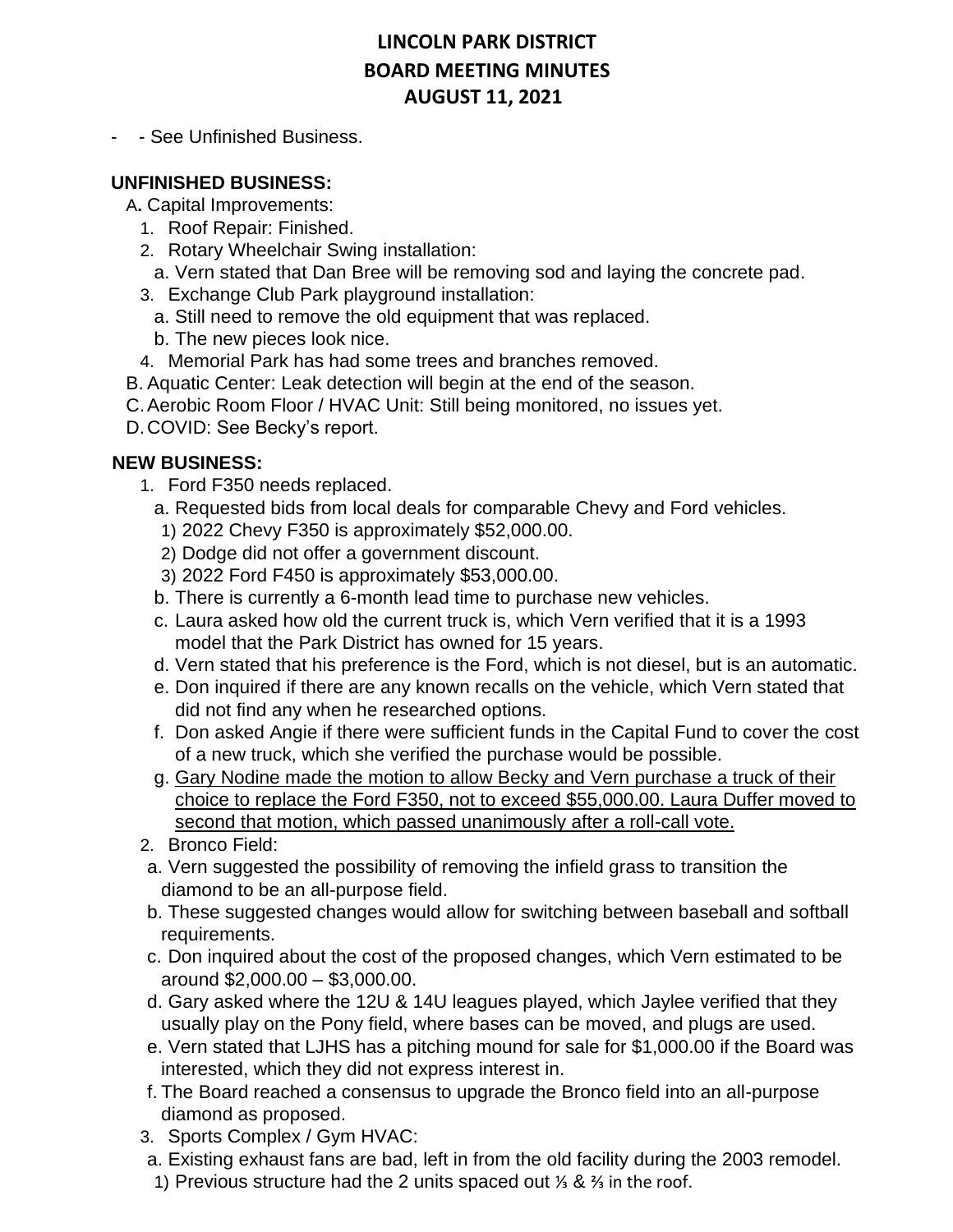# LINCOLN PARK DISTRICT
# BOARD MEETING MINUTES
# AUGUST 11, 2021

- - See Unfinished Business.

**UNFINISHED BUSINESS:**

A. Capital Improvements:
1. Roof Repair: Finished.
2. Rotary Wheelchair Swing installation:
   a. Vern stated that Dan Bree will be removing sod and laying the concrete pad.
3. Exchange Club Park playground installation:
   a. Still need to remove the old equipment that was replaced.
   b. The new pieces look nice.
4. Memorial Park has had some trees and branches removed.

B. Aquatic Center: Leak detection will begin at the end of the season.

C. Aerobic Room Floor / HVAC Unit: Still being monitored, no issues yet.

D. COVID: See Becky's report.

**NEW BUSINESS:**

1. Ford F350 needs replaced.
   a. Requested bids from local deals for comparable Chevy and Ford vehicles.
      1) 2022 Chevy F350 is approximately $52,000.00.
      2) Dodge did not offer a government discount.
      3) 2022 Ford F450 is approximately $53,000.00.
   b. There is currently a 6-month lead time to purchase new vehicles.
   c. Laura asked how old the current truck is, which Vern verified that it is a 1993 model that the Park District has owned for 15 years.
   d. Vern stated that his preference is the Ford, which is not diesel, but is an automatic.
   e. Don inquired if there are any known recalls on the vehicle, which Vern stated that did not find any when he researched options.
   f. Don asked Angie if there were sufficient funds in the Capital Fund to cover the cost of a new truck, which she verified the purchase would be possible.
   g. <u>Gary Nodine made the motion to allow Becky and Vern purchase a truck of their choice to replace the Ford F350, not to exceed $55,000.00. Laura Duffer moved to second that motion, which passed unanimously after a roll-call vote.</u>
2. Bronco Field:
   a. Vern suggested the possibility of removing the infield grass to transition the diamond to be an all-purpose field.
   b. These suggested changes would allow for switching between baseball and softball requirements.
   c. Don inquired about the cost of the proposed changes, which Vern estimated to be around $2,000.00 – $3,000.00.
   d. Gary asked where the 12U & 14U leagues played, which Jaylee verified that they usually play on the Pony field, where bases can be moved, and plugs are used.
   e. Vern stated that LJHS has a pitching mound for sale for $1,000.00 if the Board was interested, which they did not express interest in.
   f. The Board reached a consensus to upgrade the Bronco field into an all-purpose diamond as proposed.
3. Sports Complex / Gym HVAC:
   a. Existing exhaust fans are bad, left in from the old facility during the 2003 remodel.
      1) Previous structure had the 2 units spaced out ⅓ & ⅔ in the roof.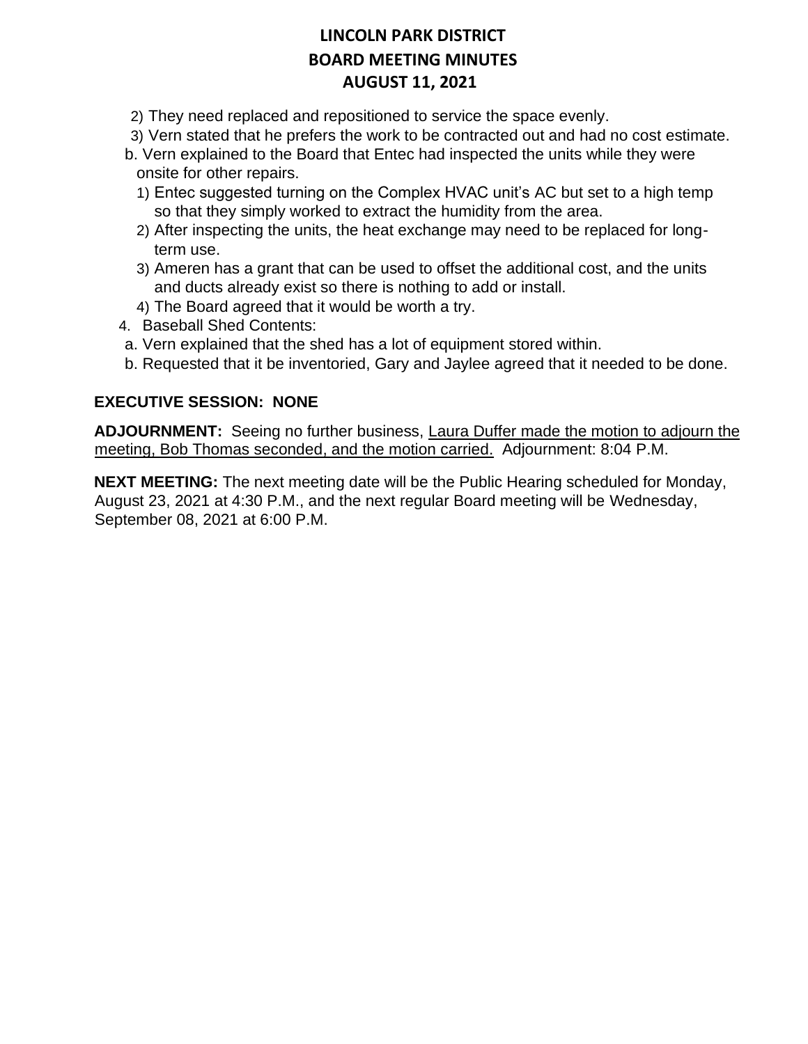2) They need replaced and repositioned to service the space evenly.
3) Vern stated that he prefers the work to be contracted out and had no cost estimate.

b. Vern explained to the Board that Entec had inspected the units while they were onsite for other repairs.

1) Entec suggested turning on the Complex HVAC unit's AC but set to a high temp so that they simply worked to extract the humidity from the area.
2) After inspecting the units, the heat exchange may need to be replaced for long-term use.
3) Ameren has a grant that can be used to offset the additional cost, and the units and ducts already exist so there is nothing to add or install.
4) The Board agreed that it would be worth a try.

4. Baseball Shed Contents:

a. Vern explained that the shed has a lot of equipment stored within.
b. Requested that it be inventoried, Gary and Jaylee agreed that it needed to be done.

**EXECUTIVE SESSION: NONE**

**ADJOURNMENT:** Seeing no further business, Laura Duffer made the motion to adjourn the meeting, Bob Thomas seconded, and the motion carried. Adjournment: 8:04 P.M.

**NEXT MEETING:** The next meeting date will be the Public Hearing scheduled for Monday, August 23, 2021 at 4:30 P.M., and the next regular Board meeting will be Wednesday, September 08, 2021 at 6:00 P.M.